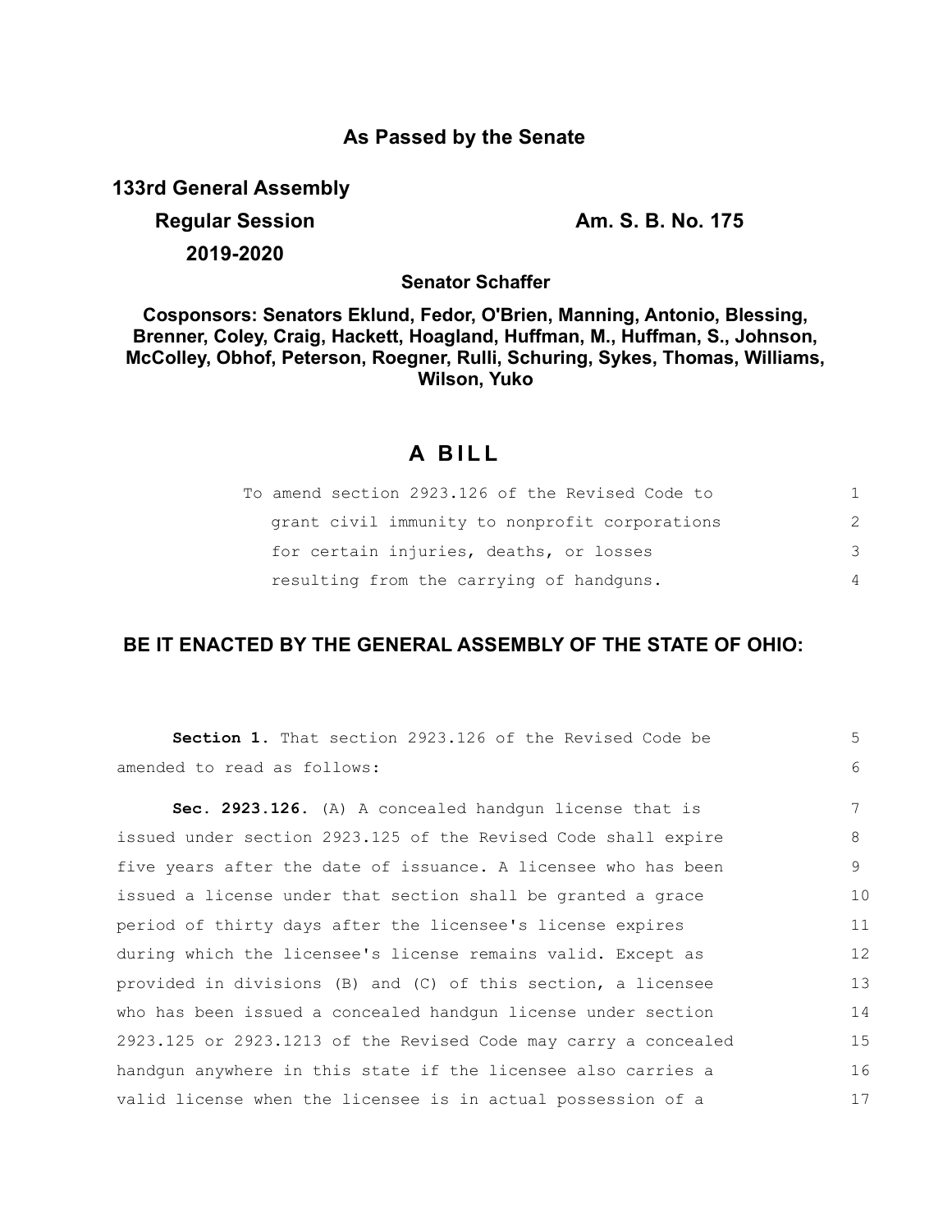# As Passed by the Senate

**133rd General Assembly**

**Regular Session** **Am. S. B. No. 175**

**2019-2020**

**Senator Schaffer**

**Cosponsors: Senators Eklund, Fedor, O'Brien, Manning, Antonio, Blessing, Brenner, Coley, Craig, Hackett, Hoagland, Huffman, M., Huffman, S., Johnson, McColley, Obhof, Peterson, Roegner, Rulli, Schuring, Sykes, Thomas, Williams, Wilson, Yuko**

## A BILL

To amend section 2923.126 of the Revised Code to grant civil immunity to nonprofit corporations for certain injuries, deaths, or losses resulting from the carrying of handguns.

**BE IT ENACTED BY THE GENERAL ASSEMBLY OF THE STATE OF OHIO:**

**Section 1.** That section 2923.126 of the Revised Code be amended to read as follows:

**Sec. 2923.126.** (A) A concealed handgun license that is issued under section 2923.125 of the Revised Code shall expire five years after the date of issuance. A licensee who has been issued a license under that section shall be granted a grace period of thirty days after the licensee's license expires during which the licensee's license remains valid. Except as provided in divisions (B) and (C) of this section, a licensee who has been issued a concealed handgun license under section 2923.125 or 2923.1213 of the Revised Code may carry a concealed handgun anywhere in this state if the licensee also carries a valid license when the licensee is in actual possession of a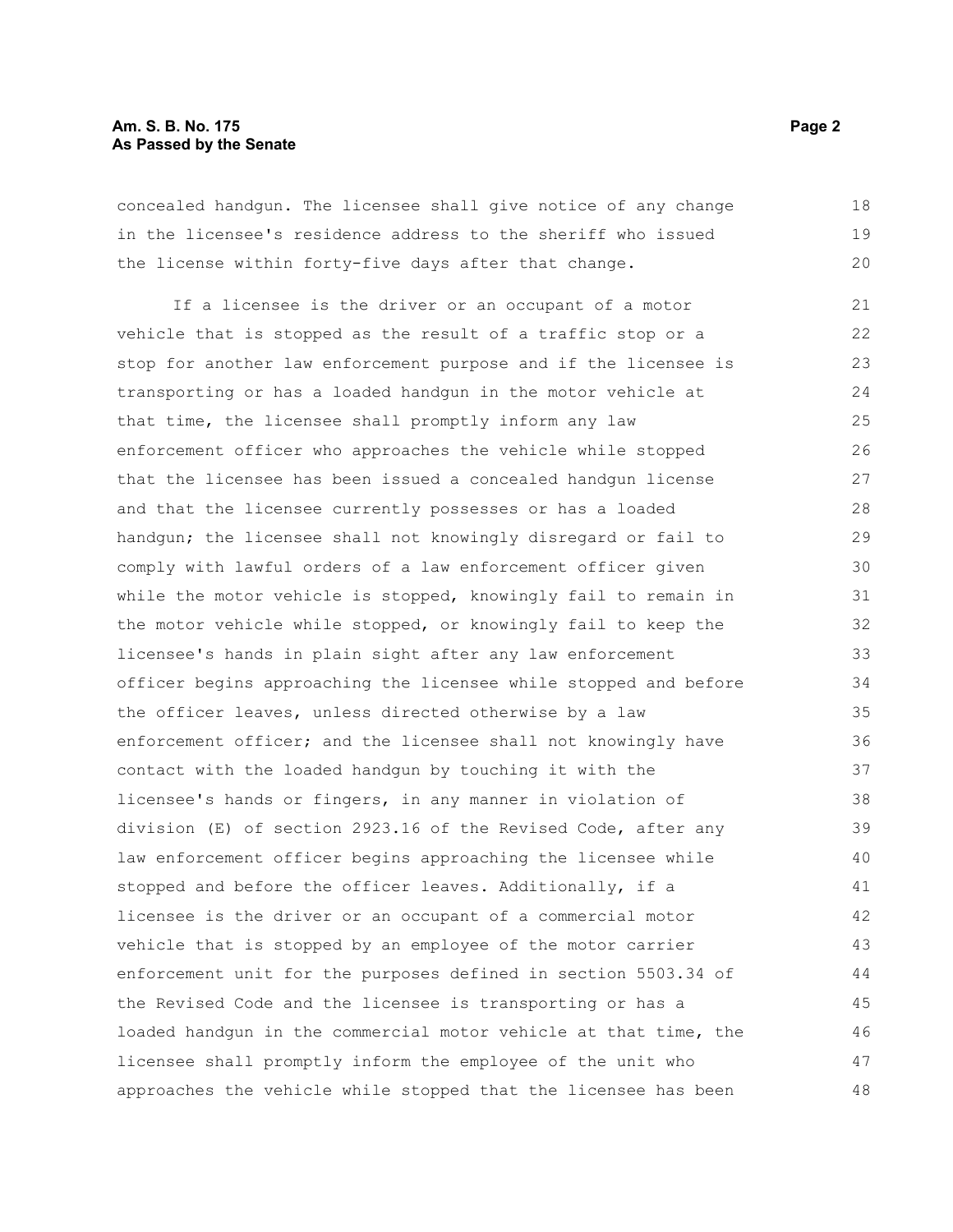concealed handgun. The licensee shall give notice of any change in the licensee's residence address to the sheriff who issued the license within forty-five days after that change.

If a licensee is the driver or an occupant of a motor vehicle that is stopped as the result of a traffic stop or a stop for another law enforcement purpose and if the licensee is transporting or has a loaded handgun in the motor vehicle at that time, the licensee shall promptly inform any law enforcement officer who approaches the vehicle while stopped that the licensee has been issued a concealed handgun license and that the licensee currently possesses or has a loaded handgun; the licensee shall not knowingly disregard or fail to comply with lawful orders of a law enforcement officer given while the motor vehicle is stopped, knowingly fail to remain in the motor vehicle while stopped, or knowingly fail to keep the licensee's hands in plain sight after any law enforcement officer begins approaching the licensee while stopped and before the officer leaves, unless directed otherwise by a law enforcement officer; and the licensee shall not knowingly have contact with the loaded handgun by touching it with the licensee's hands or fingers, in any manner in violation of division (E) of section 2923.16 of the Revised Code, after any law enforcement officer begins approaching the licensee while stopped and before the officer leaves. Additionally, if a licensee is the driver or an occupant of a commercial motor vehicle that is stopped by an employee of the motor carrier enforcement unit for the purposes defined in section 5503.34 of the Revised Code and the licensee is transporting or has a loaded handgun in the commercial motor vehicle at that time, the licensee shall promptly inform the employee of the unit who approaches the vehicle while stopped that the licensee has been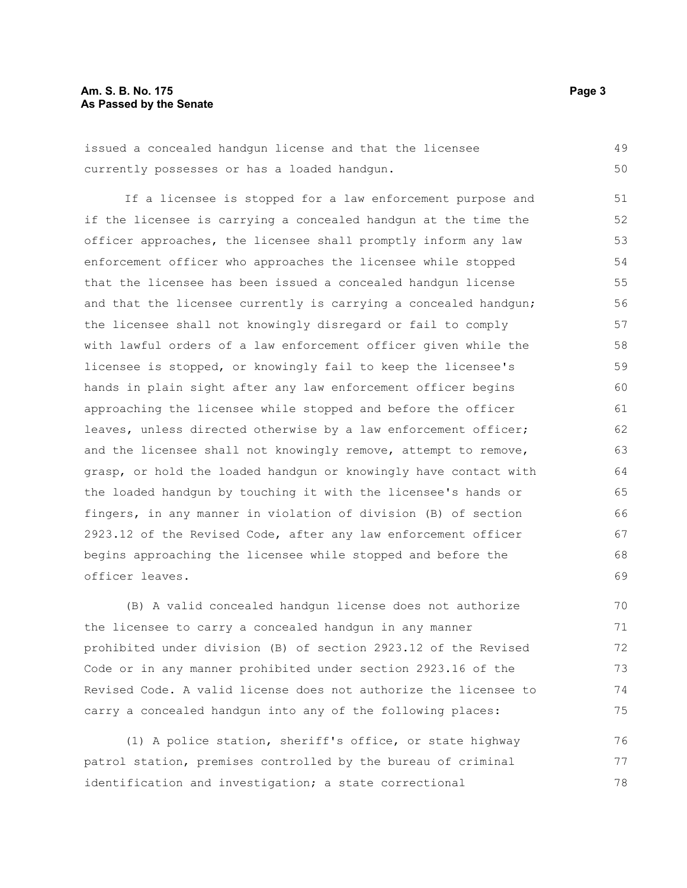issued a concealed handgun license and that the licensee currently possesses or has a loaded handgun.

If a licensee is stopped for a law enforcement purpose and if the licensee is carrying a concealed handgun at the time the officer approaches, the licensee shall promptly inform any law enforcement officer who approaches the licensee while stopped that the licensee has been issued a concealed handgun license and that the licensee currently is carrying a concealed handgun; the licensee shall not knowingly disregard or fail to comply with lawful orders of a law enforcement officer given while the licensee is stopped, or knowingly fail to keep the licensee's hands in plain sight after any law enforcement officer begins approaching the licensee while stopped and before the officer leaves, unless directed otherwise by a law enforcement officer; and the licensee shall not knowingly remove, attempt to remove, grasp, or hold the loaded handgun or knowingly have contact with the loaded handgun by touching it with the licensee's hands or fingers, in any manner in violation of division (B) of section 2923.12 of the Revised Code, after any law enforcement officer begins approaching the licensee while stopped and before the officer leaves.

(B) A valid concealed handgun license does not authorize the licensee to carry a concealed handgun in any manner prohibited under division (B) of section 2923.12 of the Revised Code or in any manner prohibited under section 2923.16 of the Revised Code. A valid license does not authorize the licensee to carry a concealed handgun into any of the following places:

(1) A police station, sheriff's office, or state highway patrol station, premises controlled by the bureau of criminal identification and investigation; a state correctional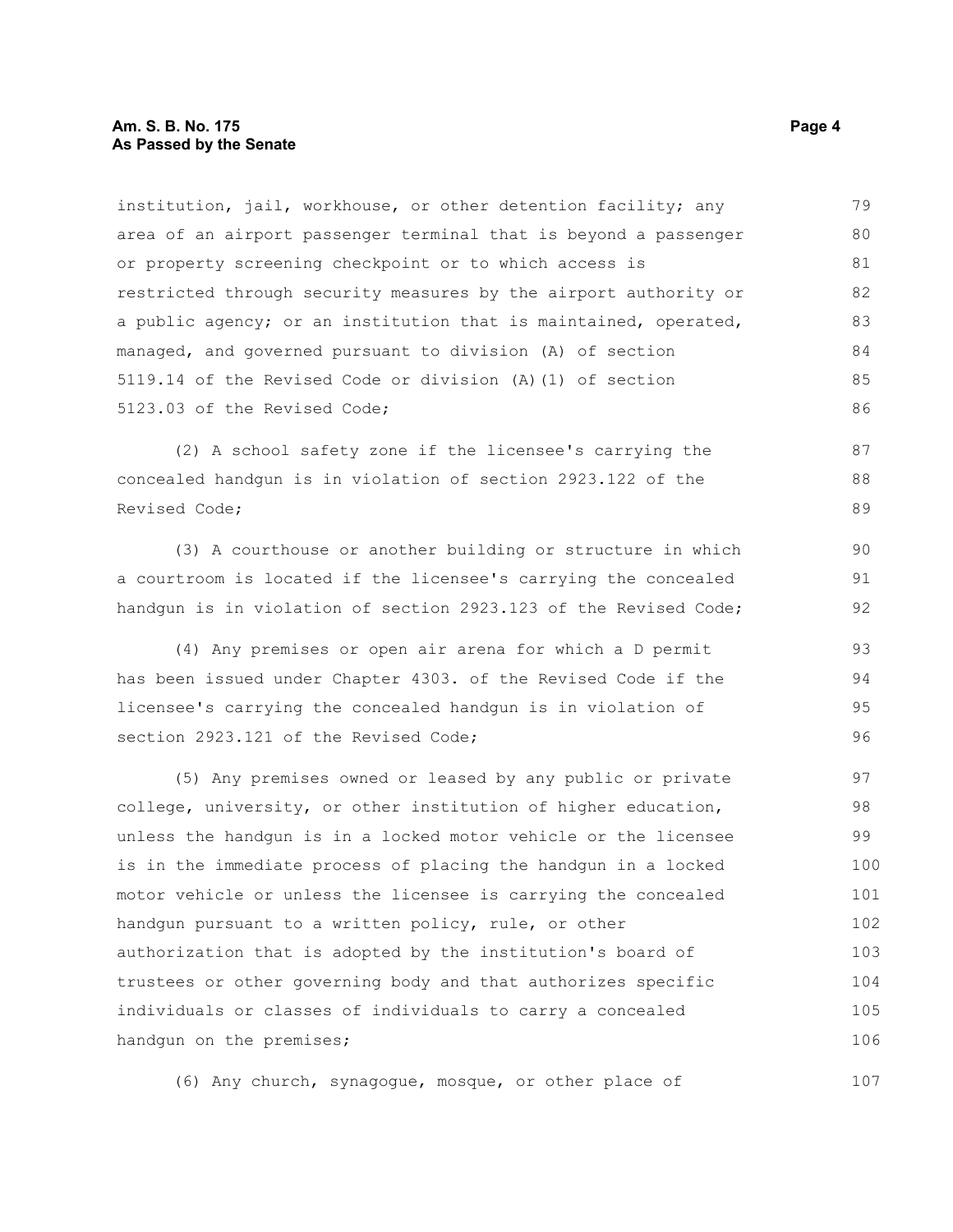institution, jail, workhouse, or other detention facility; any area of an airport passenger terminal that is beyond a passenger or property screening checkpoint or to which access is restricted through security measures by the airport authority or a public agency; or an institution that is maintained, operated, managed, and governed pursuant to division (A) of section 5119.14 of the Revised Code or division (A)(1) of section 5123.03 of the Revised Code;

(2) A school safety zone if the licensee's carrying the concealed handgun is in violation of section 2923.122 of the Revised Code;

(3) A courthouse or another building or structure in which a courtroom is located if the licensee's carrying the concealed handgun is in violation of section 2923.123 of the Revised Code;

(4) Any premises or open air arena for which a D permit has been issued under Chapter 4303. of the Revised Code if the licensee's carrying the concealed handgun is in violation of section 2923.121 of the Revised Code;

(5) Any premises owned or leased by any public or private college, university, or other institution of higher education, unless the handgun is in a locked motor vehicle or the licensee is in the immediate process of placing the handgun in a locked motor vehicle or unless the licensee is carrying the concealed handgun pursuant to a written policy, rule, or other authorization that is adopted by the institution's board of trustees or other governing body and that authorizes specific individuals or classes of individuals to carry a concealed handgun on the premises;

(6) Any church, synagogue, mosque, or other place of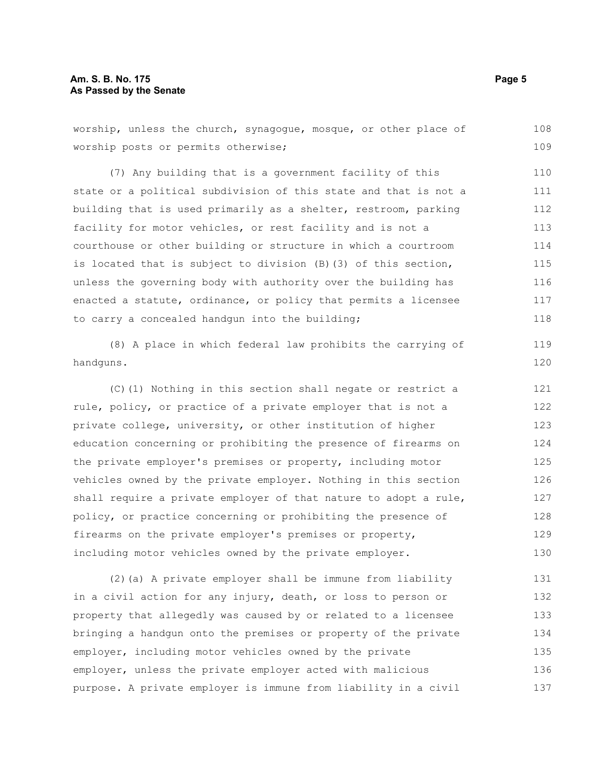worship, unless the church, synagogue, mosque, or other place of worship posts or permits otherwise;

(7) Any building that is a government facility of this state or a political subdivision of this state and that is not a building that is used primarily as a shelter, restroom, parking facility for motor vehicles, or rest facility and is not a courthouse or other building or structure in which a courtroom is located that is subject to division (B)(3) of this section, unless the governing body with authority over the building has enacted a statute, ordinance, or policy that permits a licensee to carry a concealed handgun into the building;

(8) A place in which federal law prohibits the carrying of handguns.

(C)(1) Nothing in this section shall negate or restrict a rule, policy, or practice of a private employer that is not a private college, university, or other institution of higher education concerning or prohibiting the presence of firearms on the private employer's premises or property, including motor vehicles owned by the private employer. Nothing in this section shall require a private employer of that nature to adopt a rule, policy, or practice concerning or prohibiting the presence of firearms on the private employer's premises or property, including motor vehicles owned by the private employer.

(2)(a) A private employer shall be immune from liability in a civil action for any injury, death, or loss to person or property that allegedly was caused by or related to a licensee bringing a handgun onto the premises or property of the private employer, including motor vehicles owned by the private employer, unless the private employer acted with malicious purpose. A private employer is immune from liability in a civil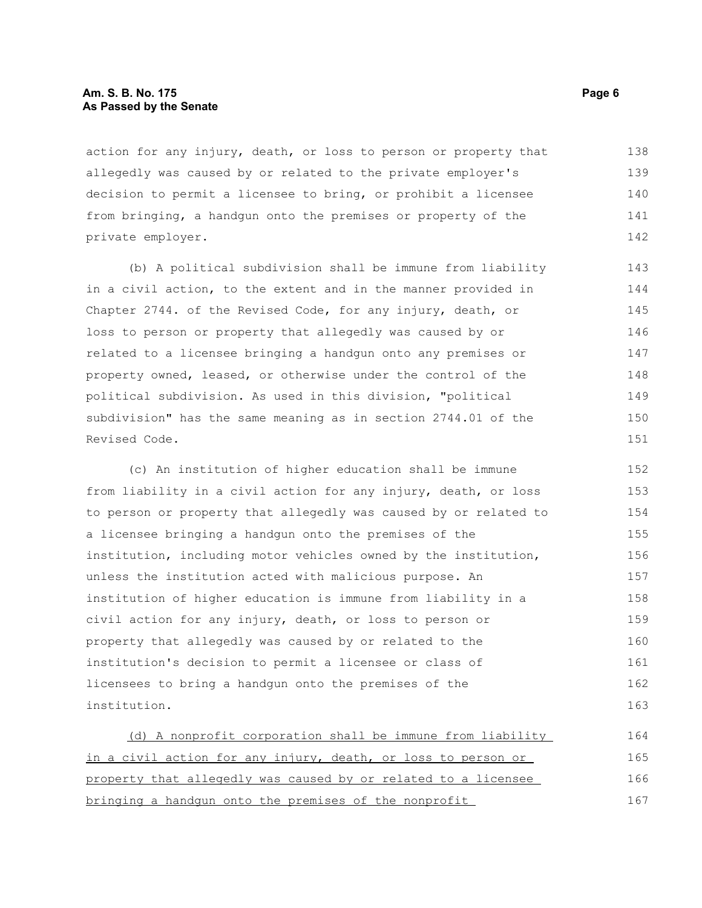action for any injury, death, or loss to person or property that allegedly was caused by or related to the private employer's decision to permit a licensee to bring, or prohibit a licensee from bringing, a handgun onto the premises or property of the private employer.

(b) A political subdivision shall be immune from liability in a civil action, to the extent and in the manner provided in Chapter 2744. of the Revised Code, for any injury, death, or loss to person or property that allegedly was caused by or related to a licensee bringing a handgun onto any premises or property owned, leased, or otherwise under the control of the political subdivision. As used in this division, "political subdivision" has the same meaning as in section 2744.01 of the Revised Code.

(c) An institution of higher education shall be immune from liability in a civil action for any injury, death, or loss to person or property that allegedly was caused by or related to a licensee bringing a handgun onto the premises of the institution, including motor vehicles owned by the institution, unless the institution acted with malicious purpose. An institution of higher education is immune from liability in a civil action for any injury, death, or loss to person or property that allegedly was caused by or related to the institution's decision to permit a licensee or class of licensees to bring a handgun onto the premises of the institution.

<u>(d) A nonprofit corporation shall be immune from liability in a civil action for any injury, death, or loss to person or property that allegedly was caused by or related to a licensee bringing a handgun onto the premises of the nonprofit</u>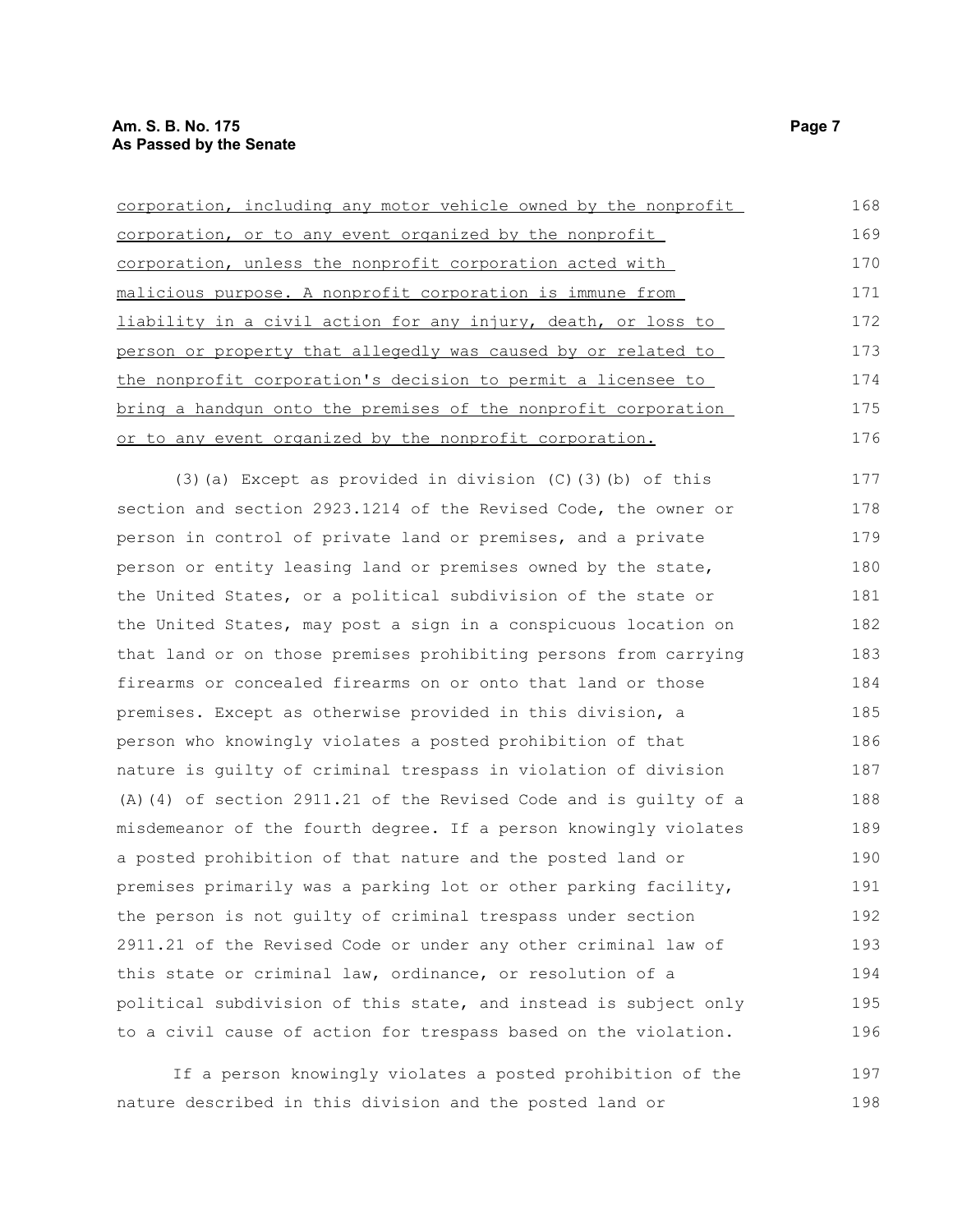corporation, including any motor vehicle owned by the nonprofit corporation, or to any event organized by the nonprofit corporation, unless the nonprofit corporation acted with malicious purpose. A nonprofit corporation is immune from liability in a civil action for any injury, death, or loss to person or property that allegedly was caused by or related to the nonprofit corporation's decision to permit a licensee to bring a handgun onto the premises of the nonprofit corporation or to any event organized by the nonprofit corporation.

(3)(a) Except as provided in division (C)(3)(b) of this section and section 2923.1214 of the Revised Code, the owner or person in control of private land or premises, and a private person or entity leasing land or premises owned by the state, the United States, or a political subdivision of the state or the United States, may post a sign in a conspicuous location on that land or on those premises prohibiting persons from carrying firearms or concealed firearms on or onto that land or those premises. Except as otherwise provided in this division, a person who knowingly violates a posted prohibition of that nature is guilty of criminal trespass in violation of division (A)(4) of section 2911.21 of the Revised Code and is guilty of a misdemeanor of the fourth degree. If a person knowingly violates a posted prohibition of that nature and the posted land or premises primarily was a parking lot or other parking facility, the person is not guilty of criminal trespass under section 2911.21 of the Revised Code or under any other criminal law of this state or criminal law, ordinance, or resolution of a political subdivision of this state, and instead is subject only to a civil cause of action for trespass based on the violation.

If a person knowingly violates a posted prohibition of the nature described in this division and the posted land or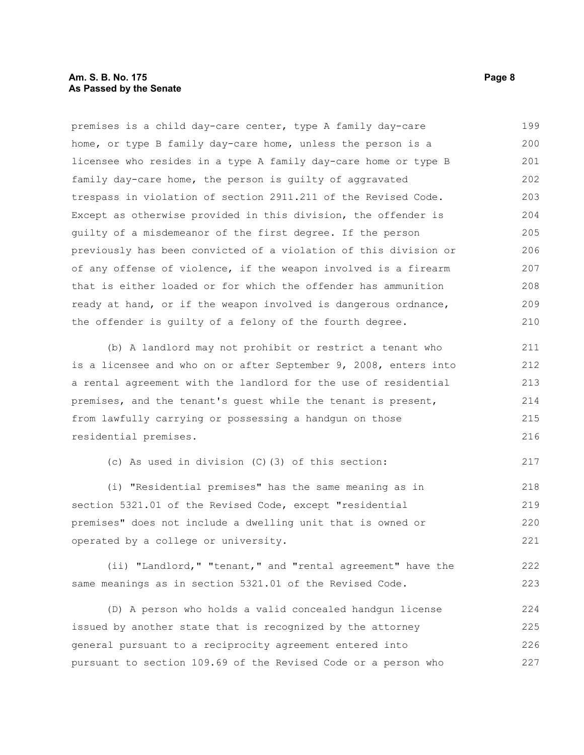premises is a child day-care center, type A family day-care home, or type B family day-care home, unless the person is a licensee who resides in a type A family day-care home or type B family day-care home, the person is guilty of aggravated trespass in violation of section 2911.211 of the Revised Code. Except as otherwise provided in this division, the offender is guilty of a misdemeanor of the first degree. If the person previously has been convicted of a violation of this division or of any offense of violence, if the weapon involved is a firearm that is either loaded or for which the offender has ammunition ready at hand, or if the weapon involved is dangerous ordnance, the offender is guilty of a felony of the fourth degree.

(b) A landlord may not prohibit or restrict a tenant who is a licensee and who on or after September 9, 2008, enters into a rental agreement with the landlord for the use of residential premises, and the tenant's guest while the tenant is present, from lawfully carrying or possessing a handgun on those residential premises.

(c) As used in division (C)(3) of this section:

(i) "Residential premises" has the same meaning as in section 5321.01 of the Revised Code, except "residential premises" does not include a dwelling unit that is owned or operated by a college or university.

(ii) "Landlord," "tenant," and "rental agreement" have the same meanings as in section 5321.01 of the Revised Code.

(D) A person who holds a valid concealed handgun license issued by another state that is recognized by the attorney general pursuant to a reciprocity agreement entered into pursuant to section 109.69 of the Revised Code or a person who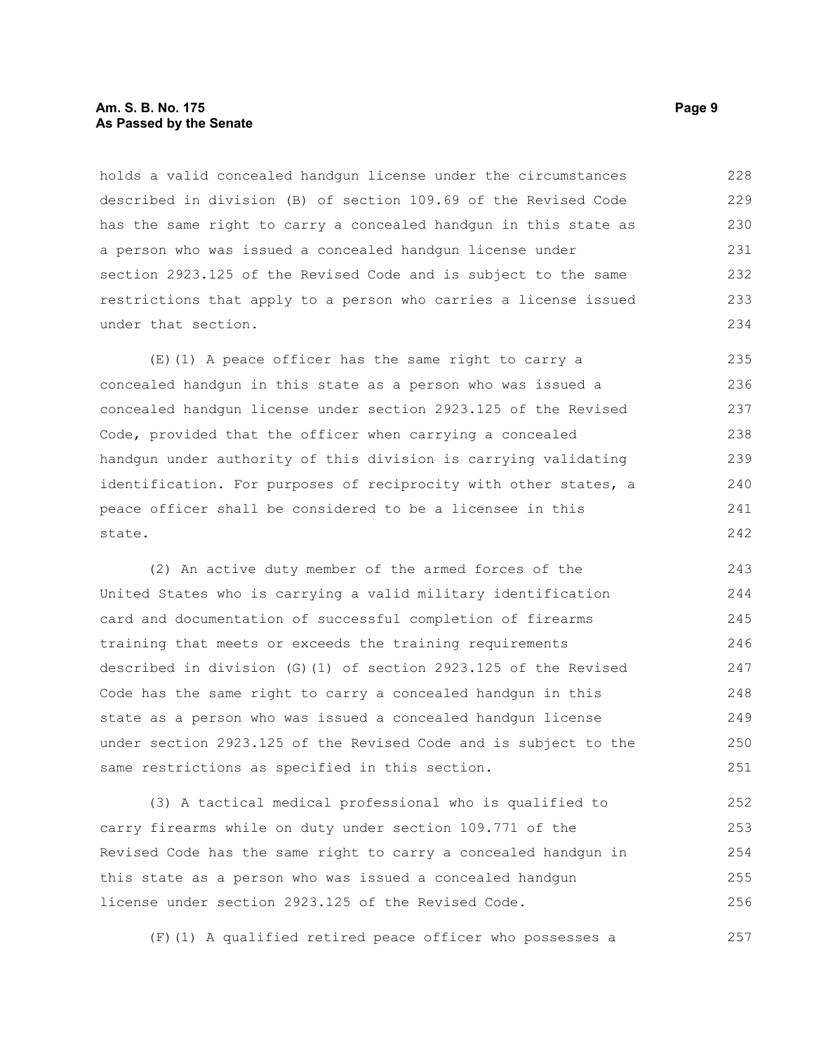holds a valid concealed handgun license under the circumstances described in division (B) of section 109.69 of the Revised Code has the same right to carry a concealed handgun in this state as a person who was issued a concealed handgun license under section 2923.125 of the Revised Code and is subject to the same restrictions that apply to a person who carries a license issued under that section.

(E)(1) A peace officer has the same right to carry a concealed handgun in this state as a person who was issued a concealed handgun license under section 2923.125 of the Revised Code, provided that the officer when carrying a concealed handgun under authority of this division is carrying validating identification. For purposes of reciprocity with other states, a peace officer shall be considered to be a licensee in this state.

(2) An active duty member of the armed forces of the United States who is carrying a valid military identification card and documentation of successful completion of firearms training that meets or exceeds the training requirements described in division (G)(1) of section 2923.125 of the Revised Code has the same right to carry a concealed handgun in this state as a person who was issued a concealed handgun license under section 2923.125 of the Revised Code and is subject to the same restrictions as specified in this section.

(3) A tactical medical professional who is qualified to carry firearms while on duty under section 109.771 of the Revised Code has the same right to carry a concealed handgun in this state as a person who was issued a concealed handgun license under section 2923.125 of the Revised Code.

(F)(1) A qualified retired peace officer who possesses a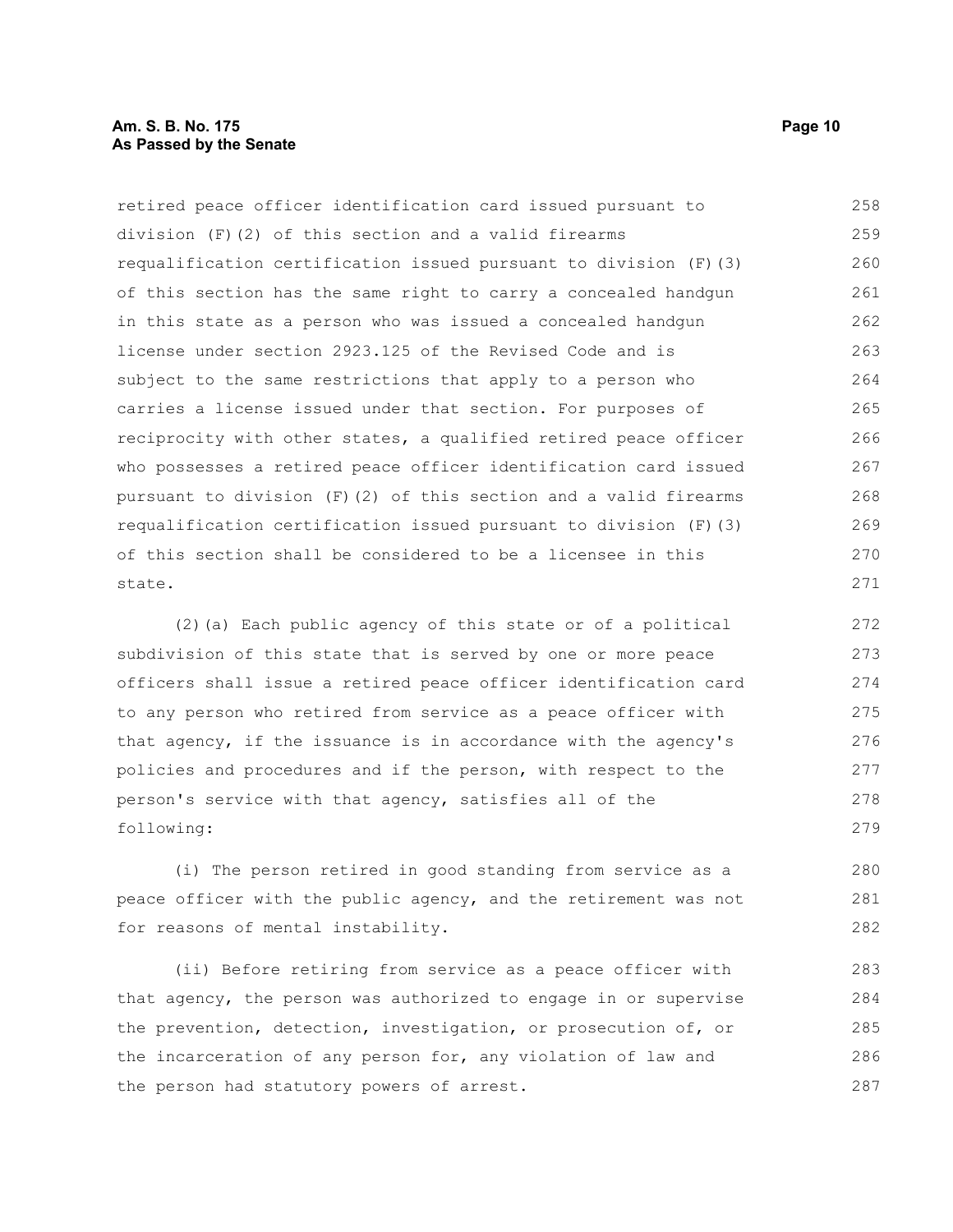retired peace officer identification card issued pursuant to division (F)(2) of this section and a valid firearms requalification certification issued pursuant to division (F)(3) of this section has the same right to carry a concealed handgun in this state as a person who was issued a concealed handgun license under section 2923.125 of the Revised Code and is subject to the same restrictions that apply to a person who carries a license issued under that section. For purposes of reciprocity with other states, a qualified retired peace officer who possesses a retired peace officer identification card issued pursuant to division (F)(2) of this section and a valid firearms requalification certification issued pursuant to division (F)(3) of this section shall be considered to be a licensee in this state.

(2)(a) Each public agency of this state or of a political subdivision of this state that is served by one or more peace officers shall issue a retired peace officer identification card to any person who retired from service as a peace officer with that agency, if the issuance is in accordance with the agency's policies and procedures and if the person, with respect to the person's service with that agency, satisfies all of the following:

(i) The person retired in good standing from service as a peace officer with the public agency, and the retirement was not for reasons of mental instability.

(ii) Before retiring from service as a peace officer with that agency, the person was authorized to engage in or supervise the prevention, detection, investigation, or prosecution of, or the incarceration of any person for, any violation of law and the person had statutory powers of arrest.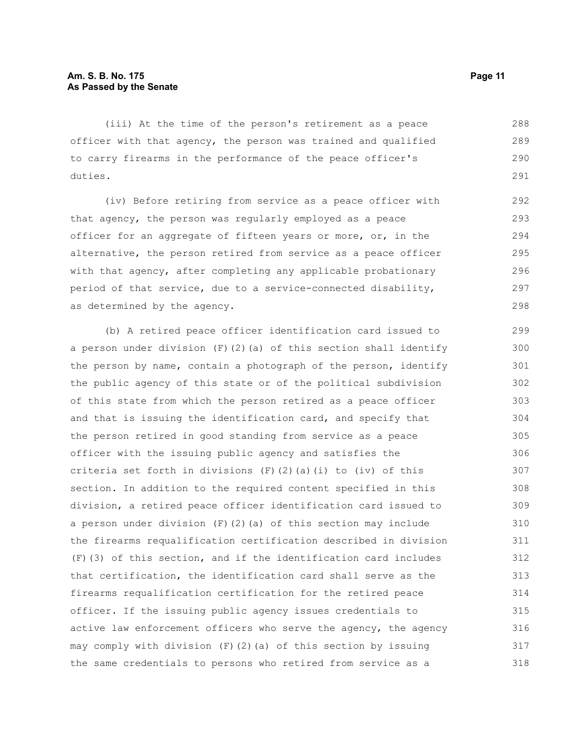(iii) At the time of the person's retirement as a peace officer with that agency, the person was trained and qualified to carry firearms in the performance of the peace officer's duties.

(iv) Before retiring from service as a peace officer with that agency, the person was regularly employed as a peace officer for an aggregate of fifteen years or more, or, in the alternative, the person retired from service as a peace officer with that agency, after completing any applicable probationary period of that service, due to a service-connected disability, as determined by the agency.

(b) A retired peace officer identification card issued to a person under division (F)(2)(a) of this section shall identify the person by name, contain a photograph of the person, identify the public agency of this state or of the political subdivision of this state from which the person retired as a peace officer and that is issuing the identification card, and specify that the person retired in good standing from service as a peace officer with the issuing public agency and satisfies the criteria set forth in divisions (F)(2)(a)(i) to (iv) of this section. In addition to the required content specified in this division, a retired peace officer identification card issued to a person under division (F)(2)(a) of this section may include the firearms requalification certification described in division (F)(3) of this section, and if the identification card includes that certification, the identification card shall serve as the firearms requalification certification for the retired peace officer. If the issuing public agency issues credentials to active law enforcement officers who serve the agency, the agency may comply with division (F)(2)(a) of this section by issuing the same credentials to persons who retired from service as a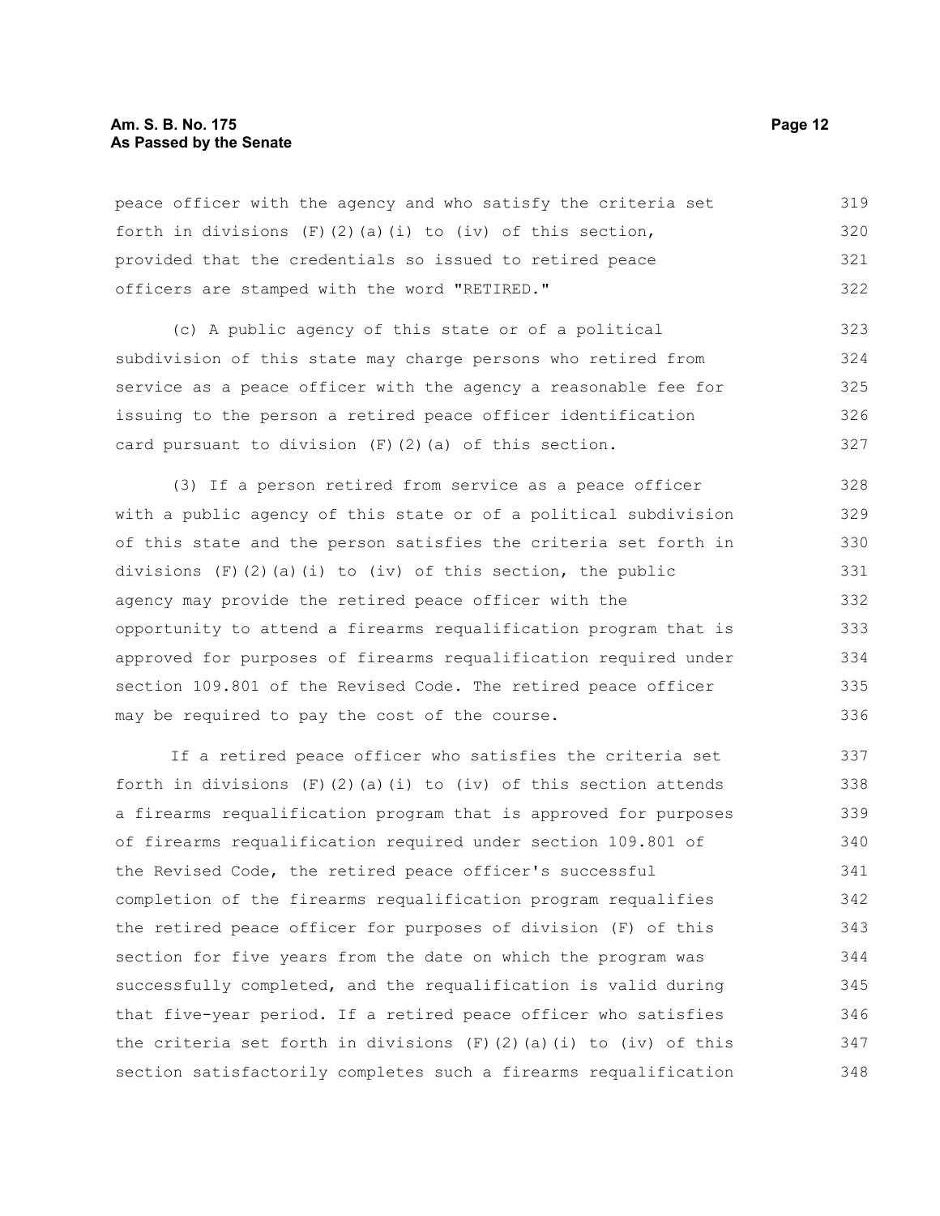peace officer with the agency and who satisfy the criteria set forth in divisions (F)(2)(a)(i) to (iv) of this section, provided that the credentials so issued to retired peace officers are stamped with the word "RETIRED."

(c) A public agency of this state or of a political subdivision of this state may charge persons who retired from service as a peace officer with the agency a reasonable fee for issuing to the person a retired peace officer identification card pursuant to division (F)(2)(a) of this section.

(3) If a person retired from service as a peace officer with a public agency of this state or of a political subdivision of this state and the person satisfies the criteria set forth in divisions (F)(2)(a)(i) to (iv) of this section, the public agency may provide the retired peace officer with the opportunity to attend a firearms requalification program that is approved for purposes of firearms requalification required under section 109.801 of the Revised Code. The retired peace officer may be required to pay the cost of the course.

If a retired peace officer who satisfies the criteria set forth in divisions (F)(2)(a)(i) to (iv) of this section attends a firearms requalification program that is approved for purposes of firearms requalification required under section 109.801 of the Revised Code, the retired peace officer's successful completion of the firearms requalification program requalifies the retired peace officer for purposes of division (F) of this section for five years from the date on which the program was successfully completed, and the requalification is valid during that five-year period. If a retired peace officer who satisfies the criteria set forth in divisions (F)(2)(a)(i) to (iv) of this section satisfactorily completes such a firearms requalification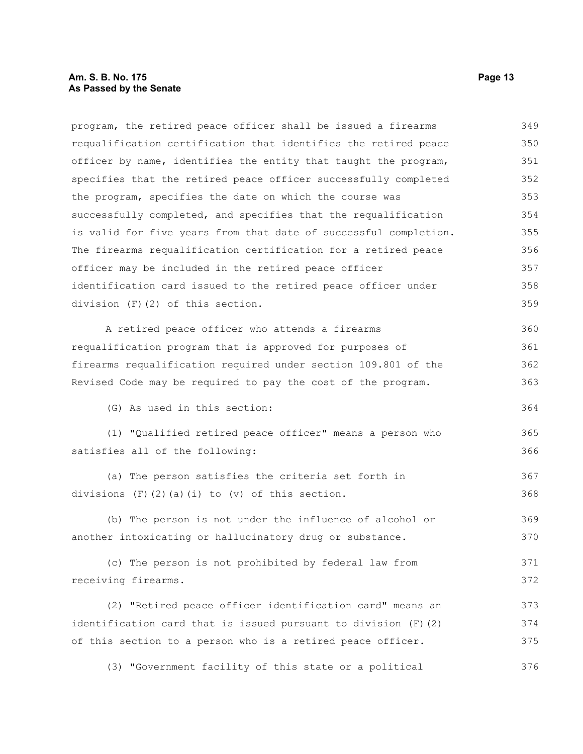program, the retired peace officer shall be issued a firearms requalification certification that identifies the retired peace officer by name, identifies the entity that taught the program, specifies that the retired peace officer successfully completed the program, specifies the date on which the course was successfully completed, and specifies that the requalification is valid for five years from that date of successful completion. The firearms requalification certification for a retired peace officer may be included in the retired peace officer identification card issued to the retired peace officer under division (F)(2) of this section.

A retired peace officer who attends a firearms requalification program that is approved for purposes of firearms requalification required under section 109.801 of the Revised Code may be required to pay the cost of the program.

(G) As used in this section:

(1) "Qualified retired peace officer" means a person who satisfies all of the following:

(a) The person satisfies the criteria set forth in divisions (F)(2)(a)(i) to (v) of this section.

(b) The person is not under the influence of alcohol or another intoxicating or hallucinatory drug or substance.

(c) The person is not prohibited by federal law from receiving firearms.

(2) "Retired peace officer identification card" means an identification card that is issued pursuant to division (F)(2) of this section to a person who is a retired peace officer.

(3) "Government facility of this state or a political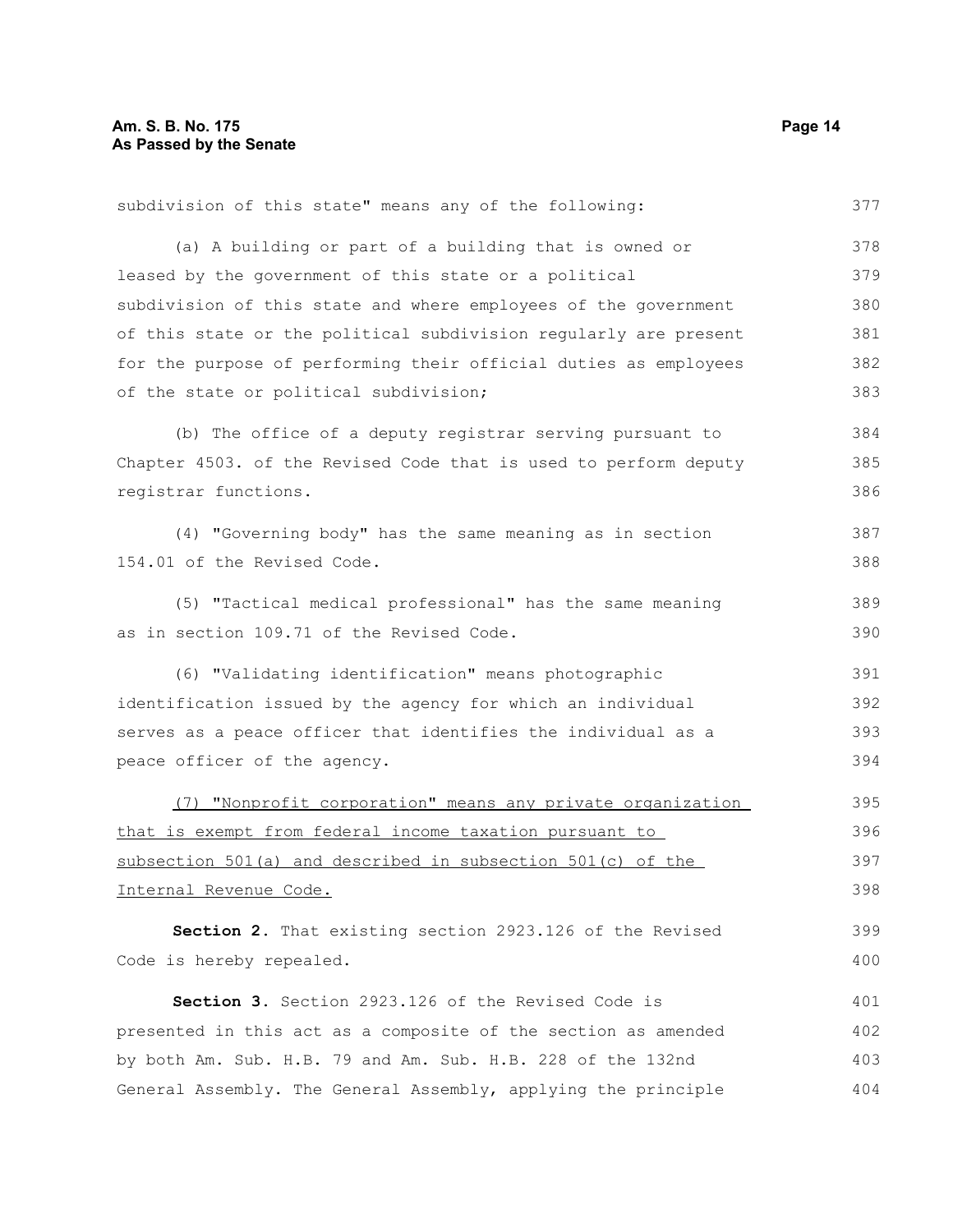subdivision of this state" means any of the following:

(a) A building or part of a building that is owned or leased by the government of this state or a political subdivision of this state and where employees of the government of this state or the political subdivision regularly are present for the purpose of performing their official duties as employees of the state or political subdivision;

(b) The office of a deputy registrar serving pursuant to Chapter 4503. of the Revised Code that is used to perform deputy registrar functions.

(4) "Governing body" has the same meaning as in section 154.01 of the Revised Code.

(5) "Tactical medical professional" has the same meaning as in section 109.71 of the Revised Code.

(6) "Validating identification" means photographic identification issued by the agency for which an individual serves as a peace officer that identifies the individual as a peace officer of the agency.

<u>(7) "Nonprofit corporation" means any private organization that is exempt from federal income taxation pursuant to subsection 501(a) and described in subsection 501(c) of the Internal Revenue Code.</u>

**Section 2.** That existing section 2923.126 of the Revised Code is hereby repealed.

**Section 3.** Section 2923.126 of the Revised Code is presented in this act as a composite of the section as amended by both Am. Sub. H.B. 79 and Am. Sub. H.B. 228 of the 132nd General Assembly. The General Assembly, applying the principle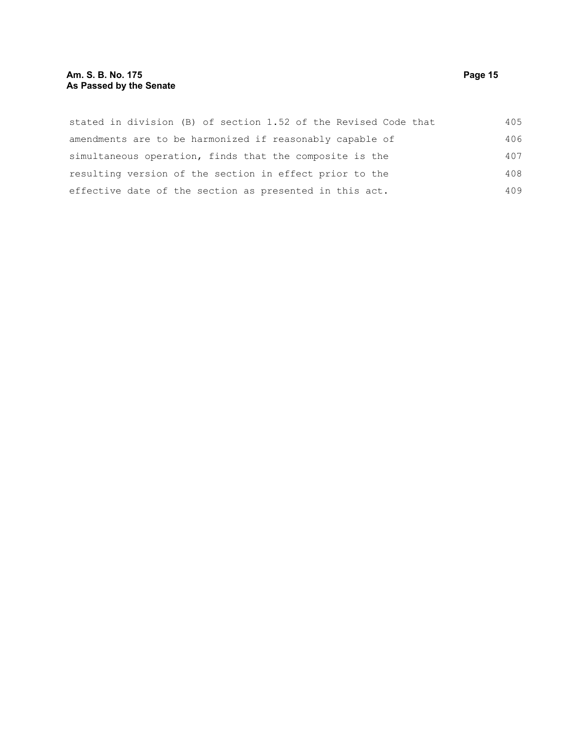stated in division (B) of section 1.52 of the Revised Code that amendments are to be harmonized if reasonably capable of simultaneous operation, finds that the composite is the resulting version of the section in effect prior to the effective date of the section as presented in this act.